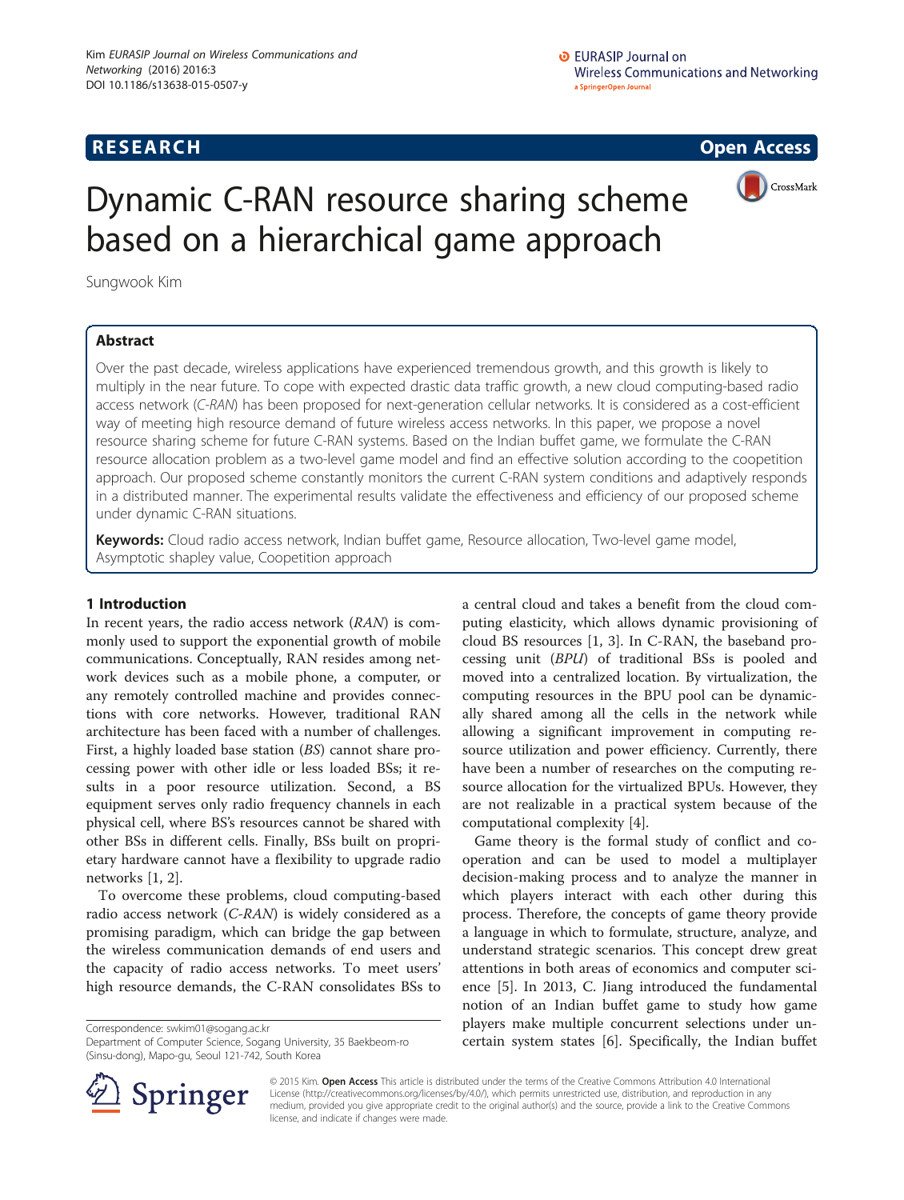**RESEARCH** **Open Access**

# Dynamic C-RAN resource sharing scheme based on a hierarchical game approach

Sungwook Kim

## Abstract

Over the past decade, wireless applications have experienced tremendous growth, and this growth is likely to multiply in the near future. To cope with expected drastic data traffic growth, a new cloud computing-based radio access network (*C-RAN*) has been proposed for next-generation cellular networks. It is considered as a cost-efficient way of meeting high resource demand of future wireless access networks. In this paper, we propose a novel resource sharing scheme for future C-RAN systems. Based on the Indian buffet game, we formulate the C-RAN resource allocation problem as a two-level game model and find an effective solution according to the coopetition approach. Our proposed scheme constantly monitors the current C-RAN system conditions and adaptively responds in a distributed manner. The experimental results validate the effectiveness and efficiency of our proposed scheme under dynamic C-RAN situations.

**Keywords:** Cloud radio access network, Indian buffet game, Resource allocation, Two-level game model, Asymptotic shapley value, Coopetition approach

## 1 Introduction

In recent years, the radio access network (*RAN*) is commonly used to support the exponential growth of mobile communications. Conceptually, RAN resides among network devices such as a mobile phone, a computer, or any remotely controlled machine and provides connections with core networks. However, traditional RAN architecture has been faced with a number of challenges. First, a highly loaded base station (*BS*) cannot share processing power with other idle or less loaded BSs; it results in a poor resource utilization. Second, a BS equipment serves only radio frequency channels in each physical cell, where BS's resources cannot be shared with other BSs in different cells. Finally, BSs built on proprietary hardware cannot have a flexibility to upgrade radio networks [1, 2].

To overcome these problems, cloud computing-based radio access network (*C-RAN*) is widely considered as a promising paradigm, which can bridge the gap between the wireless communication demands of end users and the capacity of radio access networks. To meet users' high resource demands, the C-RAN consolidates BSs to a central cloud and takes a benefit from the cloud computing elasticity, which allows dynamic provisioning of cloud BS resources [1, 3]. In C-RAN, the baseband processing unit (*BPU*) of traditional BSs is pooled and moved into a centralized location. By virtualization, the computing resources in the BPU pool can be dynamically shared among all the cells in the network while allowing a significant improvement in computing resource utilization and power efficiency. Currently, there have been a number of researches on the computing resource allocation for the virtualized BPUs. However, they are not realizable in a practical system because of the computational complexity [4].

Game theory is the formal study of conflict and cooperation and can be used to model a multiplayer decision-making process and to analyze the manner in which players interact with each other during this process. Therefore, the concepts of game theory provide a language in which to formulate, structure, analyze, and understand strategic scenarios. This concept drew great attentions in both areas of economics and computer science [5]. In 2013, C. Jiang introduced the fundamental notion of an Indian buffet game to study how game players make multiple concurrent selections under uncertain system states [6]. Specifically, the Indian buffet

Correspondence: swkim01@sogang.ac.kr
Department of Computer Science, Sogang University, 35 Baekbeom-ro (Sinsu-dong), Mapo-gu, Seoul 121-742, South Korea

© 2015 Kim. **Open Access** This article is distributed under the terms of the Creative Commons Attribution 4.0 International License (http://creativecommons.org/licenses/by/4.0/), which permits unrestricted use, distribution, and reproduction in any medium, provided you give appropriate credit to the original author(s) and the source, provide a link to the Creative Commons license, and indicate if changes were made.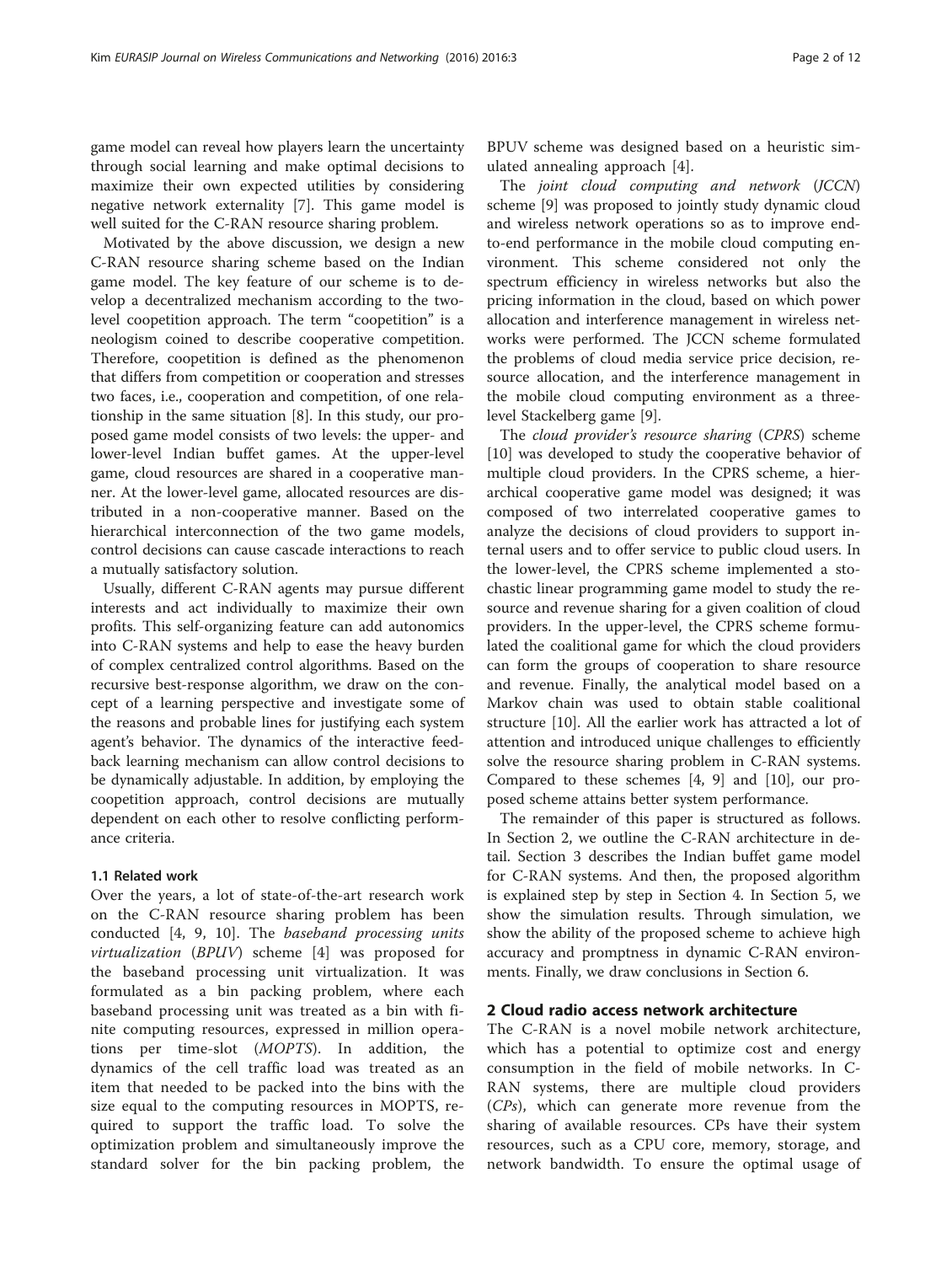game model can reveal how players learn the uncertainty through social learning and make optimal decisions to maximize their own expected utilities by considering negative network externality [7]. This game model is well suited for the C-RAN resource sharing problem.

Motivated by the above discussion, we design a new C-RAN resource sharing scheme based on the Indian game model. The key feature of our scheme is to develop a decentralized mechanism according to the two-level coopetition approach. The term "coopetition" is a neologism coined to describe cooperative competition. Therefore, coopetition is defined as the phenomenon that differs from competition or cooperation and stresses two faces, i.e., cooperation and competition, of one relationship in the same situation [8]. In this study, our proposed game model consists of two levels: the upper- and lower-level Indian buffet games. At the upper-level game, cloud resources are shared in a cooperative manner. At the lower-level game, allocated resources are distributed in a non-cooperative manner. Based on the hierarchical interconnection of the two game models, control decisions can cause cascade interactions to reach a mutually satisfactory solution.

Usually, different C-RAN agents may pursue different interests and act individually to maximize their own profits. This self-organizing feature can add autonomics into C-RAN systems and help to ease the heavy burden of complex centralized control algorithms. Based on the recursive best-response algorithm, we draw on the concept of a learning perspective and investigate some of the reasons and probable lines for justifying each system agent's behavior. The dynamics of the interactive feedback learning mechanism can allow control decisions to be dynamically adjustable. In addition, by employing the coopetition approach, control decisions are mutually dependent on each other to resolve conflicting performance criteria.

### 1.1 Related work

Over the years, a lot of state-of-the-art research work on the C-RAN resource sharing problem has been conducted [4, 9, 10]. The *baseband processing units virtualization* (*BPUV*) scheme [4] was proposed for the baseband processing unit virtualization. It was formulated as a bin packing problem, where each baseband processing unit was treated as a bin with finite computing resources, expressed in million operations per time-slot (*MOPTS*). In addition, the dynamics of the cell traffic load was treated as an item that needed to be packed into the bins with the size equal to the computing resources in MOPTS, required to support the traffic load. To solve the optimization problem and simultaneously improve the standard solver for the bin packing problem, the BPUV scheme was designed based on a heuristic simulated annealing approach [4].

The *joint cloud computing and network* (*JCCN*) scheme [9] was proposed to jointly study dynamic cloud and wireless network operations so as to improve end-to-end performance in the mobile cloud computing environment. This scheme considered not only the spectrum efficiency in wireless networks but also the pricing information in the cloud, based on which power allocation and interference management in wireless networks were performed. The JCCN scheme formulated the problems of cloud media service price decision, resource allocation, and the interference management in the mobile cloud computing environment as a three-level Stackelberg game [9].

The *cloud provider's resource sharing* (*CPRS*) scheme [10] was developed to study the cooperative behavior of multiple cloud providers. In the CPRS scheme, a hierarchical cooperative game model was designed; it was composed of two interrelated cooperative games to analyze the decisions of cloud providers to support internal users and to offer service to public cloud users. In the lower-level, the CPRS scheme implemented a stochastic linear programming game model to study the resource and revenue sharing for a given coalition of cloud providers. In the upper-level, the CPRS scheme formulated the coalitional game for which the cloud providers can form the groups of cooperation to share resource and revenue. Finally, the analytical model based on a Markov chain was used to obtain stable coalitional structure [10]. All the earlier work has attracted a lot of attention and introduced unique challenges to efficiently solve the resource sharing problem in C-RAN systems. Compared to these schemes [4, 9] and [10], our proposed scheme attains better system performance.

The remainder of this paper is structured as follows. In Section 2, we outline the C-RAN architecture in detail. Section 3 describes the Indian buffet game model for C-RAN systems. And then, the proposed algorithm is explained step by step in Section 4. In Section 5, we show the simulation results. Through simulation, we show the ability of the proposed scheme to achieve high accuracy and promptness in dynamic C-RAN environments. Finally, we draw conclusions in Section 6.

## 2 Cloud radio access network architecture

The C-RAN is a novel mobile network architecture, which has a potential to optimize cost and energy consumption in the field of mobile networks. In C-RAN systems, there are multiple cloud providers (*CPs*), which can generate more revenue from the sharing of available resources. CPs have their system resources, such as a CPU core, memory, storage, and network bandwidth. To ensure the optimal usage of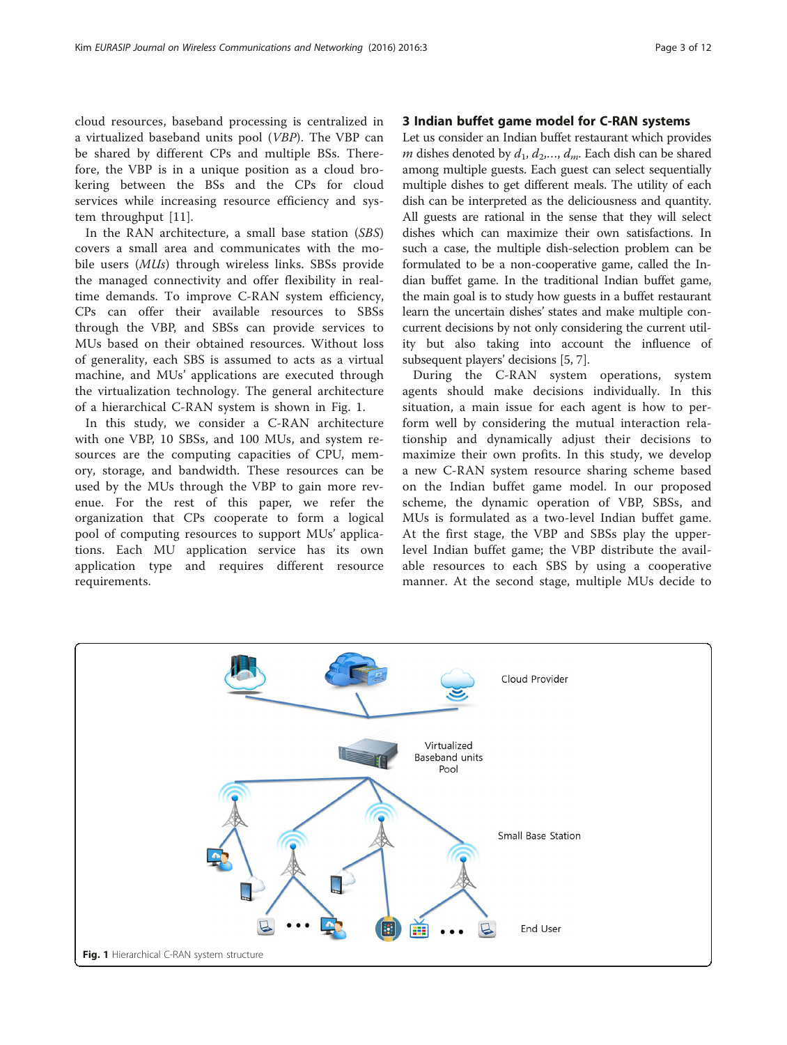cloud resources, baseband processing is centralized in a virtualized baseband units pool (*VBP*). The VBP can be shared by different CPs and multiple BSs. Therefore, the VBP is in a unique position as a cloud brokering between the BSs and the CPs for cloud services while increasing resource efficiency and system throughput [11].

In the RAN architecture, a small base station (*SBS*) covers a small area and communicates with the mobile users (*MUs*) through wireless links. SBSs provide the managed connectivity and offer flexibility in real-time demands. To improve C-RAN system efficiency, CPs can offer their available resources to SBSs through the VBP, and SBSs can provide services to MUs based on their obtained resources. Without loss of generality, each SBS is assumed to acts as a virtual machine, and MUs' applications are executed through the virtualization technology. The general architecture of a hierarchical C-RAN system is shown in Fig. 1.

In this study, we consider a C-RAN architecture with one VBP, 10 SBSs, and 100 MUs, and system resources are the computing capacities of CPU, memory, storage, and bandwidth. These resources can be used by the MUs through the VBP to gain more revenue. For the rest of this paper, we refer the organization that CPs cooperate to form a logical pool of computing resources to support MUs' applications. Each MU application service has its own application type and requires different resource requirements.

## 3 Indian buffet game model for C-RAN systems

Let us consider an Indian buffet restaurant which provides $m$ dishes denoted by $d_1, d_2, \ldots, d_m$. Each dish can be shared among multiple guests. Each guest can select sequentially multiple dishes to get different meals. The utility of each dish can be interpreted as the deliciousness and quantity. All guests are rational in the sense that they will select dishes which can maximize their own satisfactions. In such a case, the multiple dish-selection problem can be formulated to be a non-cooperative game, called the Indian buffet game. In the traditional Indian buffet game, the main goal is to study how guests in a buffet restaurant learn the uncertain dishes' states and make multiple concurrent decisions by not only considering the current utility but also taking into account the influence of subsequent players' decisions [5, 7].

During the C-RAN system operations, system agents should make decisions individually. In this situation, a main issue for each agent is how to perform well by considering the mutual interaction relationship and dynamically adjust their decisions to maximize their own profits. In this study, we develop a new C-RAN system resource sharing scheme based on the Indian buffet game model. In our proposed scheme, the dynamic operation of VBP, SBSs, and MUs is formulated as a two-level Indian buffet game. At the first stage, the VBP and SBSs play the upper-level Indian buffet game; the VBP distribute the available resources to each SBS by using a cooperative manner. At the second stage, multiple MUs decide to

Cloud Provider

Virtualized Baseband units Pool

Small Base Station

End User

**Fig. 1** Hierarchical C-RAN system structure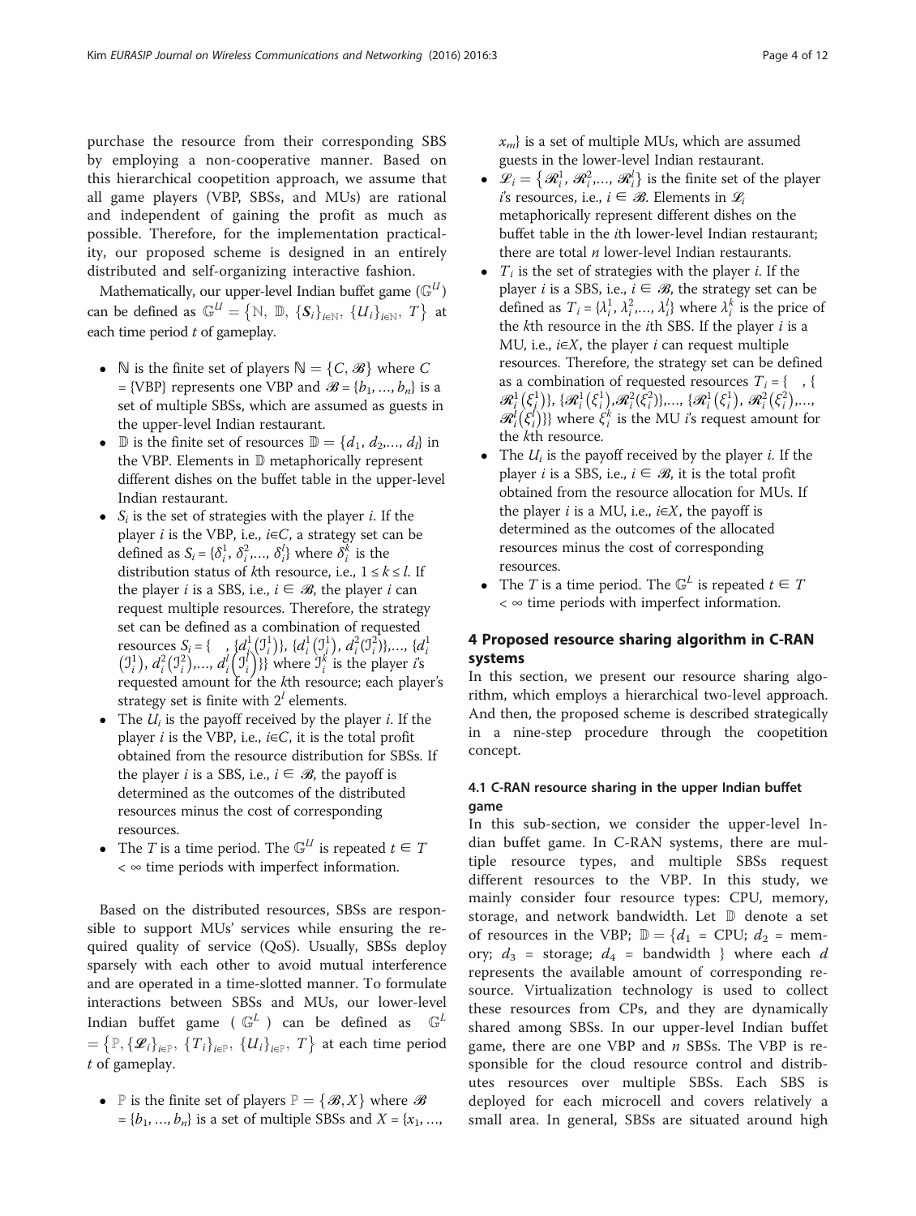purchase the resource from their corresponding SBS by employing a non-cooperative manner. Based on this hierarchical coopetition approach, we assume that all game players (VBP, SBSs, and MUs) are rational and independent of gaining the profit as much as possible. Therefore, for the implementation practicality, our proposed scheme is designed in an entirely distributed and self-organizing interactive fashion.

Mathematically, our upper-level Indian buffet game ($\mathbb{G}^U$) can be defined as $\mathbb{G}^U = \{\mathbb{N}, \mathbb{D}, \{S_i\}_{i\in\mathbb{N}}, \{U_i\}_{i\in\mathbb{N}}, T\}$ at each time period $t$ of gameplay.

- $\mathbb{N}$ is the finite set of players $\mathbb{N} = \{C, \mathscr{B}\}$ where $C$ = {VBP} represents one VBP and $\mathscr{B} = \{b_1, \ldots, b_n\}$ is a set of multiple SBSs, which are assumed as guests in the upper-level Indian restaurant.
- $\mathbb{D}$ is the finite set of resources $\mathbb{D} = \{d_1, d_2, \ldots, d_l\}$ in the VBP. Elements in $\mathbb{D}$ metaphorically represent different dishes on the buffet table in the upper-level Indian restaurant.
- $S_i$ is the set of strategies with the player $i$. If the player $i$ is the VBP, i.e., $i \in C$, a strategy set can be defined as $S_i = \{\delta_i^1, \delta_i^2, \ldots, \delta_i^l\}$ where $\delta_i^k$ is the distribution status of $k$th resource, i.e., $1 \le k \le l$. If the player $i$ is a SBS, i.e., $i \in \mathscr{B}$, the player $i$ can request multiple resources. Therefore, the strategy set can be defined as a combination of requested resources $S_i = \{\ \ , \{d_i^1(\mathfrak{I}_i^1)\}, \{d_i^1(\mathfrak{I}_i^1), d_i^2(\mathfrak{I}_i^2)\}, \ldots, \{d_i^1(\mathfrak{I}_i^1), d_i^2(\mathfrak{I}_i^2), \ldots, d_i^l(\mathfrak{I}_i^l)\}\}$ where $\mathfrak{I}_i^k$ is the player $i$'s requested amount for the $k$th resource; each player's strategy set is finite with $2^l$ elements.
- The $U_i$ is the payoff received by the player $i$. If the player $i$ is the VBP, i.e., $i \in C$, it is the total profit obtained from the resource distribution for SBSs. If the player $i$ is a SBS, i.e., $i \in \mathscr{B}$, the payoff is determined as the outcomes of the distributed resources minus the cost of corresponding resources.
- The $T$ is a time period. The $\mathbb{G}^U$ is repeated $t \in T < \infty$ time periods with imperfect information.

Based on the distributed resources, SBSs are responsible to support MUs' services while ensuring the required quality of service (QoS). Usually, SBSs deploy sparsely with each other to avoid mutual interference and are operated in a time-slotted manner. To formulate interactions between SBSs and MUs, our lower-level Indian buffet game ($\mathbb{G}^L$) can be defined as $\mathbb{G}^L = \{\mathbb{P}, \{\mathscr{L}_i\}_{i\in\mathbb{P}}, \{T_i\}_{i\in\mathbb{P}}, \{U_i\}_{i\in\mathbb{P}}, T\}$ at each time period $t$ of gameplay.

- $\mathbb{P}$ is the finite set of players $\mathbb{P} = \{\mathscr{B}, X\}$ where $\mathscr{B} = \{b_1, \ldots, b_n\}$ is a set of multiple SBSs and $X = \{x_1, \ldots, x_m\}$ is a set of multiple MUs, which are assumed guests in the lower-level Indian restaurant.
- $\mathscr{L}_i = \{\mathscr{R}_i^1, \mathscr{R}_i^2, \ldots, \mathscr{R}_i^l\}$ is the finite set of the player $i$'s resources, i.e., $i \in \mathscr{B}$. Elements in $\mathscr{L}_i$ metaphorically represent different dishes on the buffet table in the $i$th lower-level Indian restaurant; there are total $n$ lower-level Indian restaurants.
- $T_i$ is the set of strategies with the player $i$. If the player $i$ is a SBS, i.e., $i \in \mathscr{B}$, the strategy set can be defined as $T_i = \{\lambda_i^1, \lambda_i^2, \ldots, \lambda_i^l\}$ where $\lambda_i^k$ is the price of the $k$th resource in the $i$th SBS. If the player $i$ is a MU, i.e., $i \in X$, the player $i$ can request multiple resources. Therefore, the strategy set can be defined as a combination of requested resources $T_i = \{\ \ , \{\mathscr{R}_i^1(\xi_i^1)\}, \{\mathscr{R}_i^1(\xi_i^1), \mathscr{R}_i^2(\xi_i^2)\}, \ldots, \{\mathscr{R}_i^1(\xi_i^1), \mathscr{R}_i^2(\xi_i^2), \ldots, \mathscr{R}_i^l(\xi_i^l)\}\}$ where $\xi_i^k$ is the MU $i$'s request amount for the $k$th resource.
- The $U_i$ is the payoff received by the player $i$. If the player $i$ is a SBS, i.e., $i \in \mathscr{B}$, it is the total profit obtained from the resource allocation for MUs. If the player $i$ is a MU, i.e., $i \in X$, the payoff is determined as the outcomes of the allocated resources minus the cost of corresponding resources.
- The $T$ is a time period. The $\mathbb{G}^L$ is repeated $t \in T < \infty$ time periods with imperfect information.

## 4 Proposed resource sharing algorithm in C-RAN systems

In this section, we present our resource sharing algorithm, which employs a hierarchical two-level approach. And then, the proposed scheme is described strategically in a nine-step procedure through the coopetition concept.

### 4.1 C-RAN resource sharing in the upper Indian buffet game

In this sub-section, we consider the upper-level Indian buffet game. In C-RAN systems, there are multiple resource types, and multiple SBSs request different resources to the VBP. In this study, we mainly consider four resource types: CPU, memory, storage, and network bandwidth. Let $\mathbb{D}$ denote a set of resources in the VBP; $\mathbb{D} = \{d_1$ = CPU; $d_2$ = memory; $d_3$ = storage; $d_4$ = bandwidth $\}$ where each $d$ represents the available amount of corresponding resource. Virtualization technology is used to collect these resources from CPs, and they are dynamically shared among SBSs. In our upper-level Indian buffet game, there are one VBP and $n$ SBSs. The VBP is responsible for the cloud resource control and distributes resources over multiple SBSs. Each SBS is deployed for each microcell and covers relatively a small area. In general, SBSs are situated around high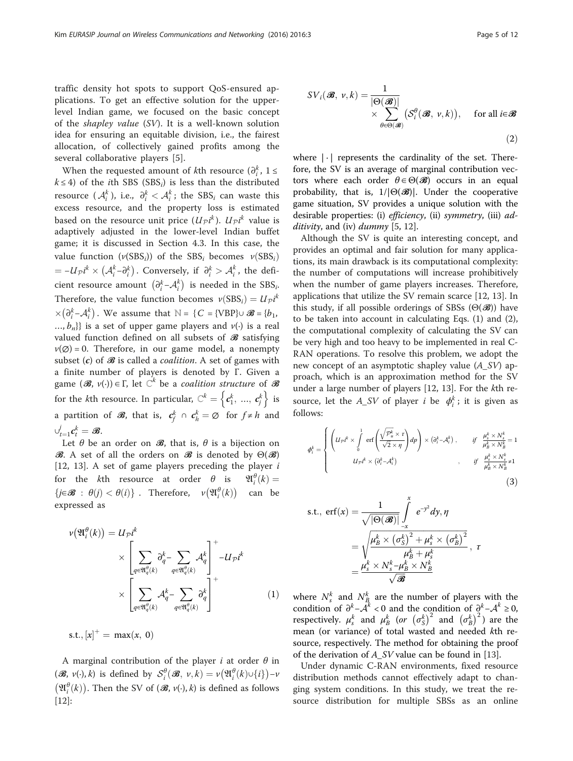traffic density hot spots to support QoS-ensured applications. To get an effective solution for the upper-level Indian game, we focused on the basic concept of the *shapley value* (*SV*). It is a well-known solution idea for ensuring an equitable division, i.e., the fairest allocation, of collectively gained profits among the several collaborative players [5].

When the requested amount of $k$th resource ($\partial_i^k$, $1 \le k \le 4$) of the $i$th SBS ($SBS_i$) is less than the distributed resource ($\mathcal{A}_i^k$), i.e., $\partial_i^k < \mathcal{A}_i^k$; the $SBS_i$ can waste this excess resource, and the property loss is estimated based on the resource unit price ($U_{\mathcal{P}}i^k$). $U_{\mathcal{P}}i^k$ value is adaptively adjusted in the lower-level Indian buffet game; it is discussed in Section 4.3. In this case, the value function ($\nu(SBS_i)$) of the $SBS_i$ becomes $\nu(SBS_i) = -U_{\mathcal{P}}i^k \times (\mathcal{A}_i^k - \partial_i^k)$. Conversely, if $\partial_i^k > \mathcal{A}_i^k$, the deficient resource amount $(\partial_i^k - \mathcal{A}_i^k)$ is needed in the $SBS_i$. Therefore, the value function becomes $\nu(SBS_i) = U_{\mathcal{P}}i^k \times (\partial_i^k - \mathcal{A}_i^k)$. We assume that $\mathbb{N} = \{C = \{VBP\} \cup \mathcal{B} = \{b_1, \ldots, b_n\}\}$ is a set of upper game players and $\nu(\cdot)$ is a real valued function defined on all subsets of $\mathcal{B}$ satisfying $\nu(\varnothing) = 0$. Therefore, in our game model, a nonempty subset ($\boldsymbol{c}$) of $\mathcal{B}$ is called a *coalition*. A set of games with a finite number of players is denoted by $\Gamma$. Given a game $(\mathcal{B}, \nu(\cdot)) \in \Gamma$, let $\mathbb{C}^k$ be a *coalition structure* of $\mathcal{B}$ for the $k$th resource. In particular, $\mathbb{C}^k = \{\boldsymbol{c}_1^k, \ldots, \boldsymbol{c}_j^k\}$ is a partition of $\mathcal{B}$, that is, $\boldsymbol{c}_f^k \cap \boldsymbol{c}_h^k = \varnothing$ for $f \ne h$ and $\cup_{t=1}^{j} \boldsymbol{c}_t^k = \mathcal{B}$.

Let $\theta$ be an order on $\mathcal{B}$, that is, $\theta$ is a bijection on $\mathcal{B}$. A set of all the orders on $\mathcal{B}$ is denoted by $\Theta(\mathcal{B})$ [12, 13]. A set of game players preceding the player $i$ for the $k$th resource at order $\theta$ is $\mathfrak{A}_i^\theta(k) = \{j \in \mathcal{B} : \theta(j) < \theta(i)\}$. Therefore, $\nu(\mathfrak{A}_i^\theta(k))$ can be expressed as

$$\nu\left(\mathfrak{A}_i^\theta(k)\right) = U_{\mathcal{P}}i^k \times \left[\sum_{q \in \mathfrak{A}_q^\theta(k)} \partial_q^k - \sum_{q \in \mathfrak{A}_q^\theta(k)} \mathcal{A}_q^k\right]^+ - U_{\mathcal{P}}i^k \times \left[\sum_{q \in \mathfrak{A}_q^\theta(k)} \mathcal{A}_q^k - \sum_{q \in \mathfrak{A}_q^\theta(k)} \partial_q^k\right]^+ \tag{1}$$

$$\text{s.t.}, [x]^+ = \max(x, 0)$$

A marginal contribution of the player $i$ at order $\theta$ in $(\mathcal{B}, \nu(\cdot), k)$ is defined by $\mathcal{S}_i^\theta(\mathcal{B}, \nu, k) = \nu\left(\mathfrak{A}_i^\theta(k) \cup \{i\}\right) - \nu\left(\mathfrak{A}_i^\theta(k)\right)$. Then the SV of $(\mathcal{B}, \nu(\cdot), k)$ is defined as follows [12]:

$$SV_i(\mathcal{B}, \nu, k) = \frac{1}{|\Theta(\mathcal{B})|} \times \sum_{\theta \in \Theta(\mathcal{B})} \left(\mathcal{S}_i^\theta(\mathcal{B}, \nu, k)\right), \quad \text{for all } i \in \mathcal{B} \tag{2}$$

where $|\cdot|$ represents the cardinality of the set. Therefore, the SV is an average of marginal contribution vectors where each order $\theta \in \Theta(\mathcal{B})$ occurs in an equal probability, that is, $1/|\Theta(\mathcal{B})|$. Under the cooperative game situation, SV provides a unique solution with the desirable properties: (i) *efficiency*, (ii) *symmetry*, (iii) *additivity*, and (iv) *dummy* [5, 12].

Although the SV is quite an interesting concept, and provides an optimal and fair solution for many applications, its main drawback is its computational complexity: the number of computations will increase prohibitively when the number of game players increases. Therefore, applications that utilize the SV remain scarce [12, 13]. In this study, if all possible orderings of SBSs ($\Theta(\mathcal{B})$) have to be taken into account in calculating Eqs. (1) and (2), the computational complexity of calculating the SV can be very high and too heavy to be implemented in real C-RAN operations. To resolve this problem, we adopt the new concept of an asymptotic shapley value (*A_SV*) approach, which is an approximation method for the SV under a large number of players [12, 13]. For the $k$th resource, let the *A_SV* of player $i$ be $\phi_i^k$; it is given as follows:

$$\phi_i^k = \begin{cases} \left(U_{\mathcal{P}}i^k \times \int_0^1 \operatorname{erf}\left(\frac{\sqrt{\mathcal{P}_u^k} \times \tau}{\sqrt{2} \times \eta}\right) dp\right) \times \left(\partial_i^k - \mathcal{A}_i^k\right), & \text{if } \frac{\mu_s^k \times N_s^k}{\mu_B^k \times N_B^k} = 1 \\ U_{\mathcal{P}}i^k \times \left(\partial_i^k - \mathcal{A}_i^k\right), & \text{if } \frac{\mu_s^k \times N_s^k}{\mu_B^k \times N_B^k} \ne 1 \end{cases} \tag{3}$$

$$\text{s.t., } \operatorname{erf}(x) = \frac{1}{\sqrt{|\Theta(\mathcal{B})|}} \int_{-x}^{x} e^{-y^2} dy, \eta = \sqrt{\frac{\mu_B^k \times (\sigma_S^k)^2 + \mu_s^k \times (\sigma_B^k)^2}{\mu_B^k + \mu_s^k}}, \tau = \frac{\mu_s^k \times N_s^k - \mu_B^k \times N_B^k}{\sqrt{\mathcal{B}}}$$

where $N_s^k$ and $N_B^k$ are the number of players with the condition of $\partial^k - \mathcal{A}^k < 0$ and the condition of $\partial^k - \mathcal{A}^k \ge 0$, respectively. $\mu_s^k$ and $\mu_B^k$ (*or* $(\sigma_S^k)^2$ and $(\sigma_B^k)^2$) are the mean (or variance) of total wasted and needed $k$th resource, respectively. The method for obtaining the proof of the derivation of *A_SV* value can be found in [13].

Under dynamic C-RAN environments, fixed resource distribution methods cannot effectively adapt to changing system conditions. In this study, we treat the resource distribution for multiple SBSs as an online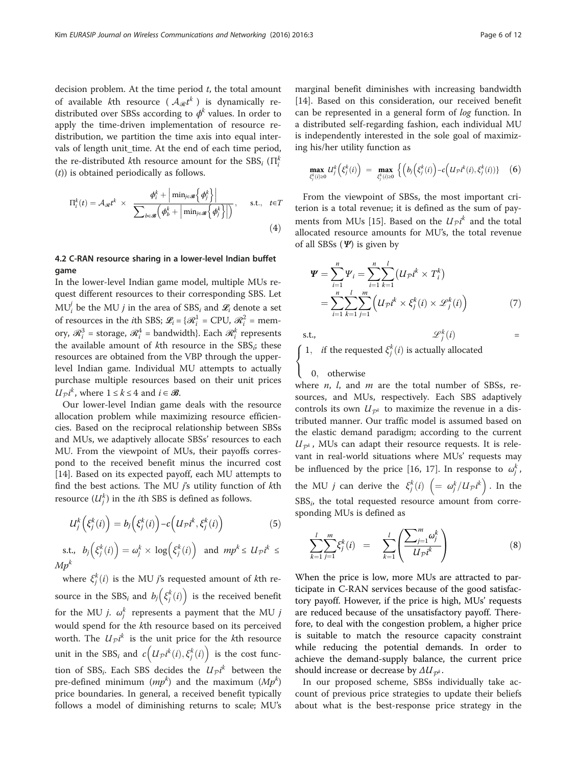decision problem. At the time period $t$, the total amount of available $k$th resource ( $\mathcal{A}_{\mathcal{R}}t^k$ ) is dynamically re-distributed over SBSs according to $\phi^k$ values. In order to apply the time-driven implementation of resource re-distribution, we partition the time axis into equal intervals of length unit_time. At the end of each time period, the re-distributed $k$th resource amount for the $\text{SBS}_i$ ($\Pi_i^k(t)$) is obtained periodically as follows.

$$\Pi_i^k(t) = \mathcal{A}_{\mathcal{R}}t^k \times \frac{\phi_i^k + \left|\min_{j\in\mathcal{B}}\left\{\phi_j^k\right\}\right|}{\sum_{b\in\mathcal{B}}\left(\phi_b^k + \left|\min_{j\in\mathcal{B}}\left\{\phi_j^k\right\}\right|\right)}, \quad \text{s.t.,} \quad t\in T \tag{4}$$

### 4.2 C-RAN resource sharing in a lower-level Indian buffet game

In the lower-level Indian game model, multiple MUs request different resources to their corresponding SBS. Let $\text{MU}_i^j$ be the MU $j$ in the area of $\text{SBS}_i$ and $\mathcal{L}_i$ denote a set of resources in the $i$th SBS; $\mathcal{L}_i = \{\mathcal{R}_i^1 = \text{CPU}, \mathcal{R}_i^2 = \text{memory}, \mathcal{R}_i^3 = \text{storage}, \mathcal{R}_i^4 = \text{bandwidth}\}$. Each $\mathcal{R}_i^k$ represents the available amount of $k$th resource in the $\text{SBS}_i$; these resources are obtained from the VBP through the upper-level Indian game. Individual MU attempts to actually purchase multiple resources based on their unit prices $\mathcal{U}_{\mathcal{P}}i^k$, where $1 \le k \le 4$ and $i \in \mathcal{B}$.

Our lower-level Indian game deals with the resource allocation problem while maximizing resource efficiencies. Based on the reciprocal relationship between SBSs and MUs, we adaptively allocate SBSs' resources to each MU. From the viewpoint of MUs, their payoffs correspond to the received benefit minus the incurred cost [14]. Based on its expected payoff, each MU attempts to find the best actions. The MU $j$'s utility function of $k$th resource ($U_j^k$) in the $i$th SBS is defined as follows.

$$U_j^k\left(\xi_j^k(i)\right) = b_j\left(\xi_j^k(i)\right) - c\left(\mathcal{U}_{\mathcal{P}}i^k, \xi_j^k(i)\right) \tag{5}$$

s.t., $b_j\left(\xi_j^k(i)\right) = \omega_j^k \times \log\left(\xi_j^k(i)\right)$ and $mp^k \le \mathcal{U}_{\mathcal{P}}i^k \le Mp^k$

where $\xi_j^k(i)$ is the MU $j$'s requested amount of $k$th resource in the $\text{SBS}_i$ and $b_j\left(\xi_j^k(i)\right)$ is the received benefit for the MU $j$. $\omega_j^k$ represents a payment that the MU $j$ would spend for the $k$th resource based on its perceived worth. The $\mathcal{U}_{\mathcal{P}}i^k$ is the unit price for the $k$th resource unit in the $\text{SBS}_i$ and $c\left(\mathcal{U}_{\mathcal{P}}i^k(i), \xi_j^k(i)\right)$ is the cost function of $\text{SBS}_i$. Each SBS decides the $\mathcal{U}_{\mathcal{P}}i^k$ between the pre-defined minimum ($mp^k$) and the maximum ($Mp^k$) price boundaries. In general, a received benefit typically follows a model of diminishing returns to scale; MU's marginal benefit diminishes with increasing bandwidth [14]. Based on this consideration, our received benefit can be represented in a general form of *log* function. In a distributed self-regarding fashion, each individual MU is independently interested in the sole goal of maximizing his/her utility function as

$$\max_{\xi_j^k(i)\ge 0} U_j^k\left(\xi_j^k(i)\right) = \max_{\xi_j^k(i)\ge 0} \left\{\left(b_j\left(\xi_j^k(i)\right) - c\left(\mathcal{U}_{\mathcal{P}}i^k(i), \xi_j^k(i)\right)\right\}\right. \tag{6}$$

From the viewpoint of SBSs, the most important criterion is a total revenue; it is defined as the sum of payments from MUs [15]. Based on the $\mathcal{U}_{\mathcal{P}}i^k$ and the total allocated resource amounts for MU's, the total revenue of all SBSs ($\boldsymbol{\Psi}$) is given by

$$\begin{aligned}\boldsymbol{\Psi} &= \sum_{i=1}^{n} \Psi_i = \sum_{i=1}^{n}\sum_{k=1}^{l}\left(\mathcal{U}_{\mathcal{P}}i^k \times T_i^k\right) \\ &= \sum_{i=1}^{n}\sum_{k=1}^{l}\sum_{j=1}^{m}\left(\mathcal{U}_{\mathcal{P}}i^k \times \xi_j^k(i) \times \mathcal{L}_j^k(i)\right)\end{aligned} \tag{7}$$

s.t., $\mathcal{L}_j^k(i) = \begin{cases} 1, & \text{if the requested } \xi_j^k(i) \text{ is actually allocated} \\ 0, & \text{otherwise} \end{cases}$

where $n$, $l$, and $m$ are the total number of SBSs, resources, and MUs, respectively. Each SBS adaptively controls its own $\mathcal{U}_{\mathcal{P}^k}$ to maximize the revenue in a distributed manner. Our traffic model is assumed based on the elastic demand paradigm; according to the current $\mathcal{U}_{\mathcal{P}^k}$, MUs can adapt their resource requests. It is relevant in real-world situations where MUs' requests may be influenced by the price [16, 17]. In response to $\omega_j^k$, the MU $j$ can derive the $\xi_j^k(i)$ $\left(= \omega_j^k / \mathcal{U}_{\mathcal{P}}i^k\right)$. In the $\text{SBS}_i$, the total requested resource amount from corresponding MUs is defined as

$$\sum_{k=1}^{l}\sum_{j=1}^{m}\xi_j^k(i) = \sum_{k=1}^{l}\left(\frac{\sum_{j=1}^{m}\omega_j^k}{\mathcal{U}_{\mathcal{P}}i^k}\right) \tag{8}$$

When the price is low, more MUs are attracted to participate in C-RAN services because of the good satisfactory payoff. However, if the price is high, MUs' requests are reduced because of the unsatisfactory payoff. Therefore, to deal with the congestion problem, a higher price is suitable to match the resource capacity constraint while reducing the potential demands. In order to achieve the demand-supply balance, the current price should increase or decrease by $\Delta\mathcal{U}_{\mathcal{P}^k}$.

In our proposed scheme, SBSs individually take account of previous price strategies to update their beliefs about what is the best-response price strategy in the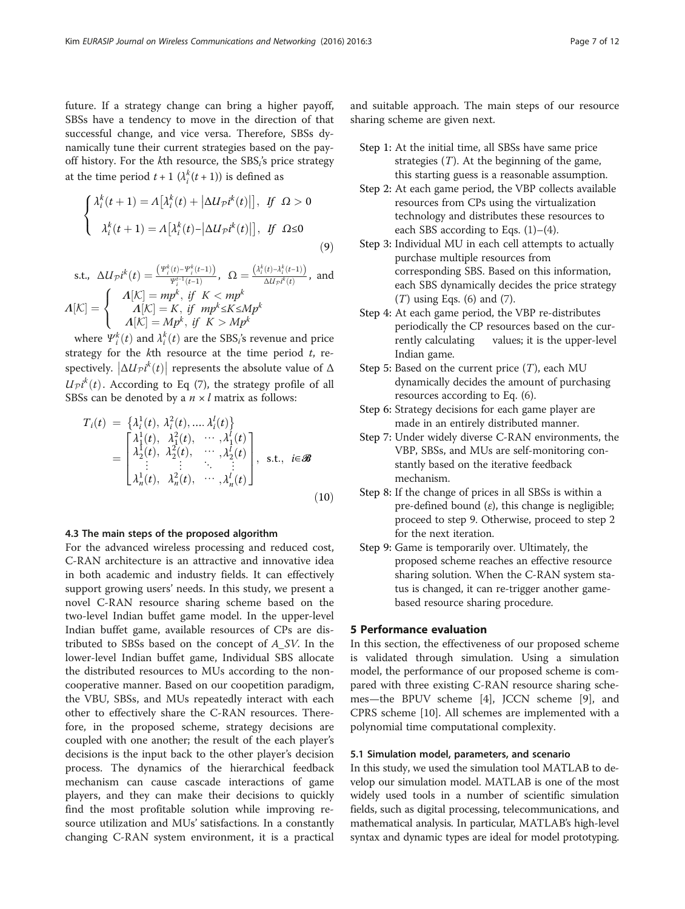future. If a strategy change can bring a higher payoff, SBSs have a tendency to move in the direction of that successful change, and vice versa. Therefore, SBSs dynamically tune their current strategies based on the payoff history. For the $k$th resource, the SBS$_i$'s price strategy at the time period $t+1$ ($\lambda_i^k(t+1)$) is defined as

$$\begin{cases} \lambda_i^k(t+1) = \Lambda\left[\lambda_i^k(t) + \left|\Delta U_{\mathcal{P}} i^k(t)\right|\right], & If \ \ \Omega > 0 \\ \lambda_i^k(t+1) = \Lambda\left[\lambda_i^k(t) - \left|\Delta U_{\mathcal{P}} i^k(t)\right|\right], & If \ \ \Omega \leq 0 \end{cases} \tag{9}$$

s.t., $\Delta U_{\mathcal{P}} i^k(t) = \frac{\left(\Psi_i^k(t) - \Psi_i^k(t-1)\right)}{\Psi_i^{k-1}(t-1)}$, $\Omega = \frac{\left(\lambda_i^k(t) - \lambda_i^k(t-1)\right)}{\Delta U_{\mathcal{P}} i^k(t)}$, and

$$\Lambda[\mathcal{K}] = \begin{cases} \Lambda[\mathcal{K}] = mp^k, & if \ \ K < mp^k \\ \Lambda[\mathcal{K}] = K, & if \ \ mp^k \leq K \leq Mp^k \\ \Lambda[\mathcal{K}] = Mp^k, & if \ \ K > Mp^k \end{cases}$$

where $\Psi_i^k(t)$ and $\lambda_i^k(t)$ are the SBS$_i$'s revenue and price strategy for the $k$th resource at the time period $t$, respectively. $\left|\Delta U_{\mathcal{P}} i^k(t)\right|$ represents the absolute value of $\Delta U_{\mathcal{P}} i^k(t)$. According to Eq (7), the strategy profile of all SBSs can be denoted by a $n \times l$ matrix as follows:

$$T_i(t) = \left\{\lambda_i^1(t), \lambda_i^2(t), \ldots. \lambda_i^l(t)\right\} = \begin{bmatrix} \lambda_1^1(t), & \lambda_1^2(t), & \cdots, & \lambda_1^l(t) \\ \lambda_2^1(t), & \lambda_2^2(t), & \cdots, & \lambda_2^l(t) \\ \vdots & \vdots & \ddots & \vdots \\ \lambda_n^1(t), & \lambda_n^2(t), & \cdots, & \lambda_n^l(t) \end{bmatrix}, \ \text{s.t.,} \ \ i \in \mathcal{B} \tag{10}$$

### 4.3 The main steps of the proposed algorithm

For the advanced wireless processing and reduced cost, C-RAN architecture is an attractive and innovative idea in both academic and industry fields. It can effectively support growing users' needs. In this study, we present a novel C-RAN resource sharing scheme based on the two-level Indian buffet game model. In the upper-level Indian buffet game, available resources of CPs are distributed to SBSs based on the concept of $A\_SV$. In the lower-level Indian buffet game, Individual SBS allocate the distributed resources to MUs according to the non-cooperative manner. Based on our coopetition paradigm, the VBU, SBSs, and MUs repeatedly interact with each other to effectively share the C-RAN resources. Therefore, in the proposed scheme, strategy decisions are coupled with one another; the result of the each player's decisions is the input back to the other player's decision process. The dynamics of the hierarchical feedback mechanism can cause cascade interactions of game players, and they can make their decisions to quickly find the most profitable solution while improving resource utilization and MUs' satisfactions. In a constantly changing C-RAN system environment, it is a practical and suitable approach. The main steps of our resource sharing scheme are given next.

- Step 1: At the initial time, all SBSs have same price strategies ($T$). At the beginning of the game, this starting guess is a reasonable assumption.
- Step 2: At each game period, the VBP collects available resources from CPs using the virtualization technology and distributes these resources to each SBS according to Eqs. (1)–(4).
- Step 3: Individual MU in each cell attempts to actually purchase multiple resources from corresponding SBS. Based on this information, each SBS dynamically decides the price strategy ($T$) using Eqs. (6) and (7).
- Step 4: At each game period, the VBP re-distributes periodically the CP resources based on the currently calculating values; it is the upper-level Indian game.
- Step 5: Based on the current price ($T$), each MU dynamically decides the amount of purchasing resources according to Eq. (6).
- Step 6: Strategy decisions for each game player are made in an entirely distributed manner.
- Step 7: Under widely diverse C-RAN environments, the VBP, SBSs, and MUs are self-monitoring constantly based on the iterative feedback mechanism.
- Step 8: If the change of prices in all SBSs is within a pre-defined bound ($\varepsilon$), this change is negligible; proceed to step 9. Otherwise, proceed to step 2 for the next iteration.
- Step 9: Game is temporarily over. Ultimately, the proposed scheme reaches an effective resource sharing solution. When the C-RAN system status is changed, it can re-trigger another game-based resource sharing procedure.

## 5 Performance evaluation

In this section, the effectiveness of our proposed scheme is validated through simulation. Using a simulation model, the performance of our proposed scheme is compared with three existing C-RAN resource sharing schemes—the BPUV scheme [4], JCCN scheme [9], and CPRS scheme [10]. All schemes are implemented with a polynomial time computational complexity.

### 5.1 Simulation model, parameters, and scenario

In this study, we used the simulation tool MATLAB to develop our simulation model. MATLAB is one of the most widely used tools in a number of scientific simulation fields, such as digital processing, telecommunications, and mathematical analysis. In particular, MATLAB's high-level syntax and dynamic types are ideal for model prototyping.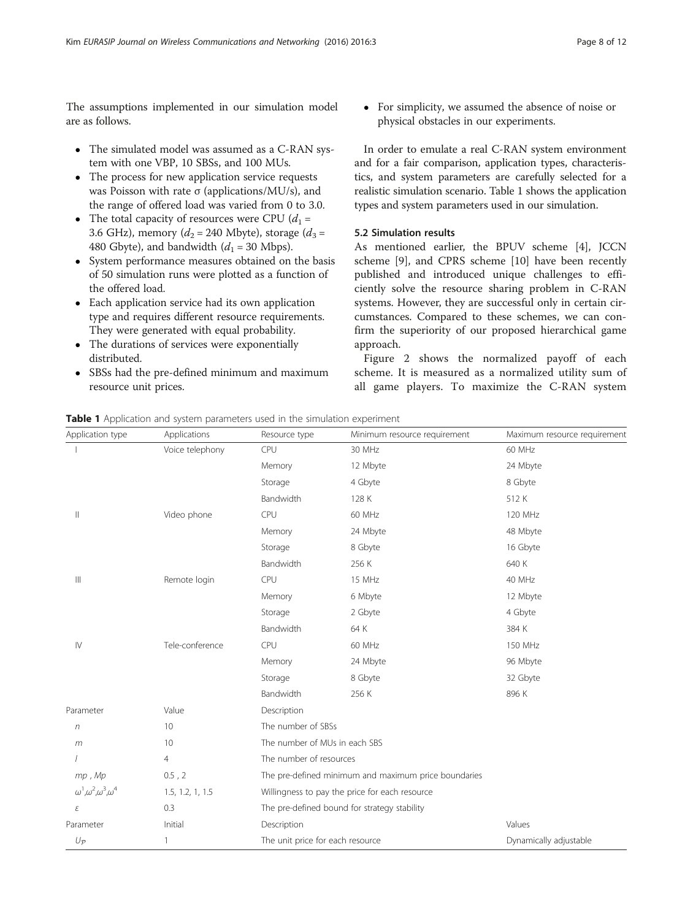The assumptions implemented in our simulation model are as follows.

- The simulated model was assumed as a C-RAN system with one VBP, 10 SBSs, and 100 MUs.
- The process for new application service requests was Poisson with rate σ (applications/MU/s), and the range of offered load was varied from 0 to 3.0.
- The total capacity of resources were CPU ($d_1$ = 3.6 GHz), memory ($d_2$ = 240 Mbyte), storage ($d_3$ = 480 Gbyte), and bandwidth ($d_1$ = 30 Mbps).
- System performance measures obtained on the basis of 50 simulation runs were plotted as a function of the offered load.
- Each application service had its own application type and requires different resource requirements. They were generated with equal probability.
- The durations of services were exponentially distributed.
- SBSs had the pre-defined minimum and maximum resource unit prices.
- For simplicity, we assumed the absence of noise or physical obstacles in our experiments.

In order to emulate a real C-RAN system environment and for a fair comparison, application types, characteristics, and system parameters are carefully selected for a realistic simulation scenario. Table 1 shows the application types and system parameters used in our simulation.

### 5.2 Simulation results

As mentioned earlier, the BPUV scheme [4], JCCN scheme [9], and CPRS scheme [10] have been recently published and introduced unique challenges to efficiently solve the resource sharing problem in C-RAN systems. However, they are successful only in certain circumstances. Compared to these schemes, we can confirm the superiority of our proposed hierarchical game approach.

Figure 2 shows the normalized payoff of each scheme. It is measured as a normalized utility sum of all game players. To maximize the C-RAN system

**Table 1** Application and system parameters used in the simulation experiment

| Application type | Applications | Resource type | Minimum resource requirement | Maximum resource requirement |
|---|---|---|---|---|
| I | Voice telephony | CPU | 30 MHz | 60 MHz |
| | | Memory | 12 Mbyte | 24 Mbyte |
| | | Storage | 4 Gbyte | 8 Gbyte |
| | | Bandwidth | 128 K | 512 K |
| II | Video phone | CPU | 60 MHz | 120 MHz |
| | | Memory | 24 Mbyte | 48 Mbyte |
| | | Storage | 8 Gbyte | 16 Gbyte |
| | | Bandwidth | 256 K | 640 K |
| III | Remote login | CPU | 15 MHz | 40 MHz |
| | | Memory | 6 Mbyte | 12 Mbyte |
| | | Storage | 2 Gbyte | 4 Gbyte |
| | | Bandwidth | 64 K | 384 K |
| IV | Tele-conference | CPU | 60 MHz | 150 MHz |
| | | Memory | 24 Mbyte | 96 Mbyte |
| | | Storage | 8 Gbyte | 32 Gbyte |
| | | Bandwidth | 256 K | 896 K |
| Parameter | Value | Description | | |
| $n$ | 10 | The number of SBSs | | |
| $m$ | 10 | The number of MUs in each SBS | | |
| $l$ | 4 | The number of resources | | |
| $mp$ , $Mp$ | 0.5 , 2 | The pre-defined minimum and maximum price boundaries | | |
| $\omega^1,\omega^2,\omega^3,\omega^4$ | 1.5, 1.2, 1, 1.5 | Willingness to pay the price for each resource | | |
| $\varepsilon$ | 0.3 | The pre-defined bound for strategy stability | | |
| Parameter | Initial | Description | | Values |
| $U_{\mathcal{P}}$ | 1 | The unit price for each resource | | Dynamically adjustable |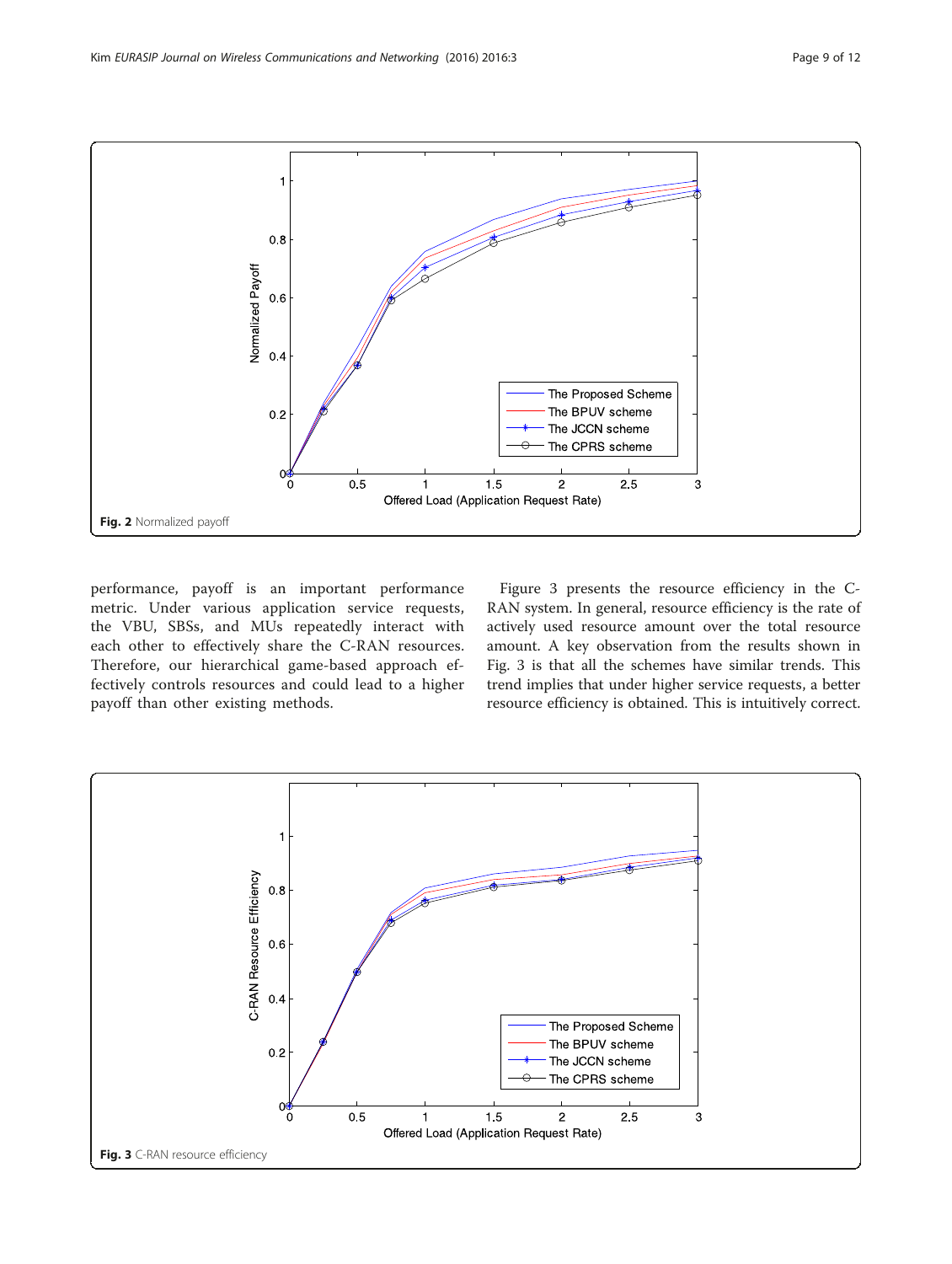Fig. 2 Normalized payoff

performance, payoff is an important performance metric. Under various application service requests, the VBU, SBSs, and MUs repeatedly interact with each other to effectively share the C-RAN resources. Therefore, our hierarchical game-based approach effectively controls resources and could lead to a higher payoff than other existing methods.

Figure 3 presents the resource efficiency in the C-RAN system. In general, resource efficiency is the rate of actively used resource amount over the total resource amount. A key observation from the results shown in Fig. 3 is that all the schemes have similar trends. This trend implies that under higher service requests, a better resource efficiency is obtained. This is intuitively correct.

Fig. 3 C-RAN resource efficiency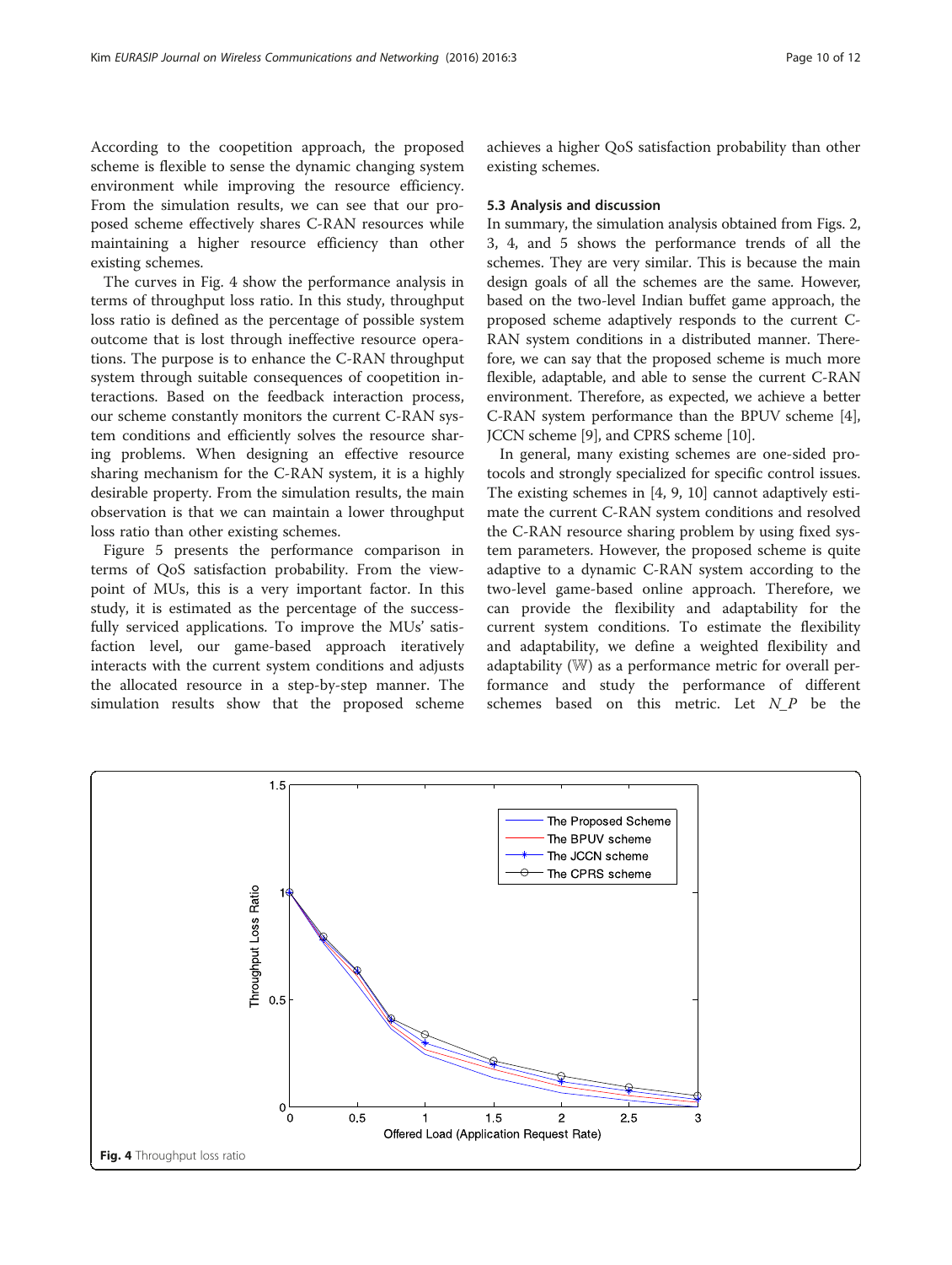According to the coopetition approach, the proposed scheme is flexible to sense the dynamic changing system environment while improving the resource efficiency. From the simulation results, we can see that our proposed scheme effectively shares C-RAN resources while maintaining a higher resource efficiency than other existing schemes.

The curves in Fig. 4 show the performance analysis in terms of throughput loss ratio. In this study, throughput loss ratio is defined as the percentage of possible system outcome that is lost through ineffective resource operations. The purpose is to enhance the C-RAN throughput system through suitable consequences of coopetition interactions. Based on the feedback interaction process, our scheme constantly monitors the current C-RAN system conditions and efficiently solves the resource sharing problems. When designing an effective resource sharing mechanism for the C-RAN system, it is a highly desirable property. From the simulation results, the main observation is that we can maintain a lower throughput loss ratio than other existing schemes.

Figure 5 presents the performance comparison in terms of QoS satisfaction probability. From the viewpoint of MUs, this is a very important factor. In this study, it is estimated as the percentage of the successfully serviced applications. To improve the MUs' satisfaction level, our game-based approach iteratively interacts with the current system conditions and adjusts the allocated resource in a step-by-step manner. The simulation results show that the proposed scheme achieves a higher QoS satisfaction probability than other existing schemes.

### 5.3 Analysis and discussion

In summary, the simulation analysis obtained from Figs. 2, 3, 4, and 5 shows the performance trends of all the schemes. They are very similar. This is because the main design goals of all the schemes are the same. However, based on the two-level Indian buffet game approach, the proposed scheme adaptively responds to the current C-RAN system conditions in a distributed manner. Therefore, we can say that the proposed scheme is much more flexible, adaptable, and able to sense the current C-RAN environment. Therefore, as expected, we achieve a better C-RAN system performance than the BPUV scheme [4], JCCN scheme [9], and CPRS scheme [10].

In general, many existing schemes are one-sided protocols and strongly specialized for specific control issues. The existing schemes in [4, 9, 10] cannot adaptively estimate the current C-RAN system conditions and resolved the C-RAN resource sharing problem by using fixed system parameters. However, the proposed scheme is quite adaptive to a dynamic C-RAN system according to the two-level game-based online approach. Therefore, we can provide the flexibility and adaptability for the current system conditions. To estimate the flexibility and adaptability, we define a weighted flexibility and adaptability ($\mathbb{W}$) as a performance metric for overall performance and study the performance of different schemes based on this metric. Let $N\_P$ be the

**Fig. 4** Throughput loss ratio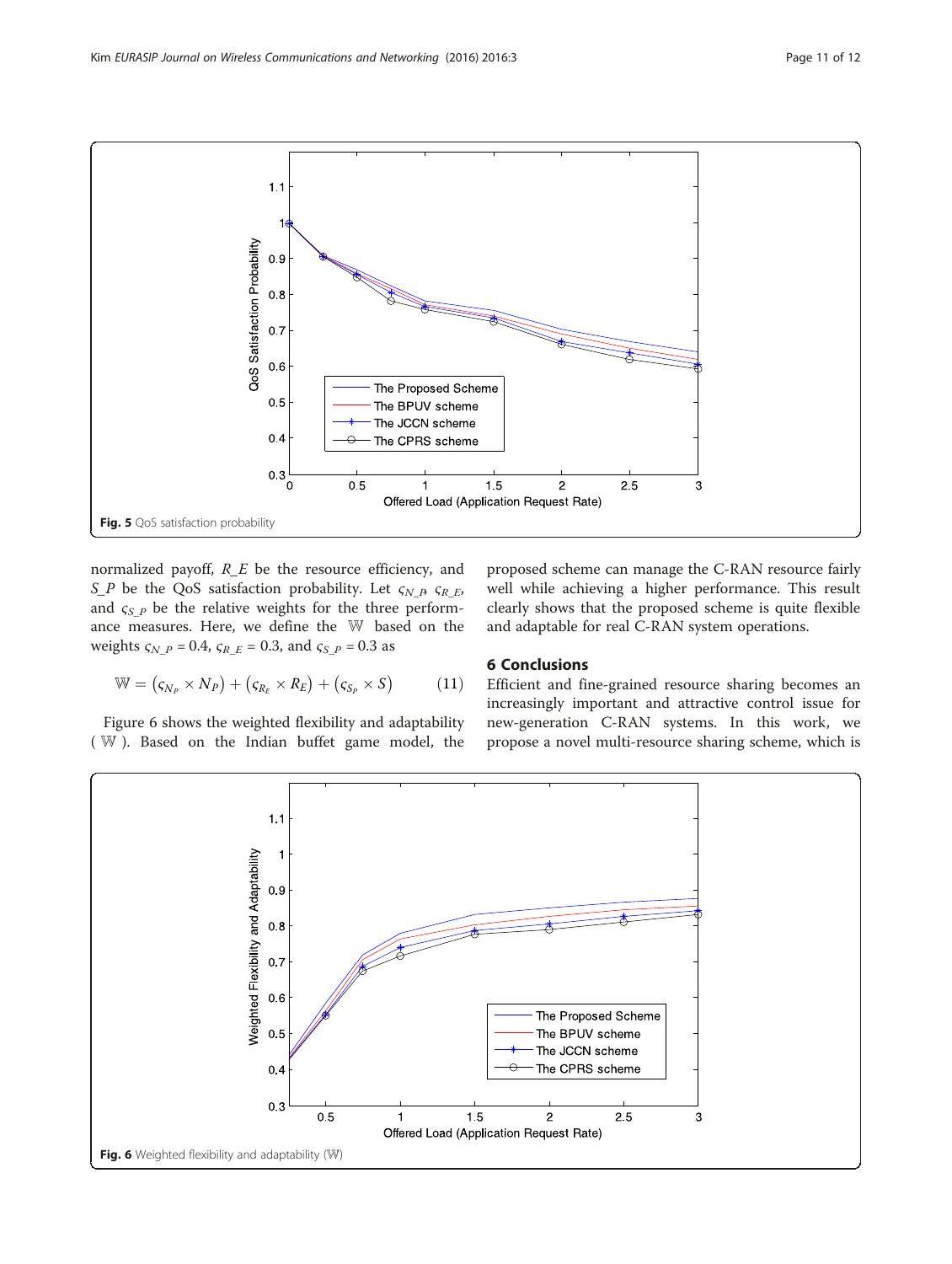Fig. 5 QoS satisfaction probability

normalized payoff, $R\_E$ be the resource efficiency, and $S\_P$ be the QoS satisfaction probability. Let $\varsigma_{N\_P}$, $\varsigma_{R\_E}$, and $\varsigma_{S\_P}$ be the relative weights for the three performance measures. Here, we define the $\mathbb{W}$ based on the weights $\varsigma_{N\_P} = 0.4$, $\varsigma_{R\_E} = 0.3$, and $\varsigma_{S\_P} = 0.3$ as

$$\mathbb{W} = \left(\varsigma_{N_P} \times N_P\right) + \left(\varsigma_{R_E} \times R_E\right) + \left(\varsigma_{S_P} \times S\right) \tag{11}$$

Figure 6 shows the weighted flexibility and adaptability ($\mathbb{W}$). Based on the Indian buffet game model, the proposed scheme can manage the C-RAN resource fairly well while achieving a higher performance. This result clearly shows that the proposed scheme is quite flexible and adaptable for real C-RAN system operations.

## 6 Conclusions

Efficient and fine-grained resource sharing becomes an increasingly important and attractive control issue for new-generation C-RAN systems. In this work, we propose a novel multi-resource sharing scheme, which is

Fig. 6 Weighted flexibility and adaptability ($\mathbb{W}$)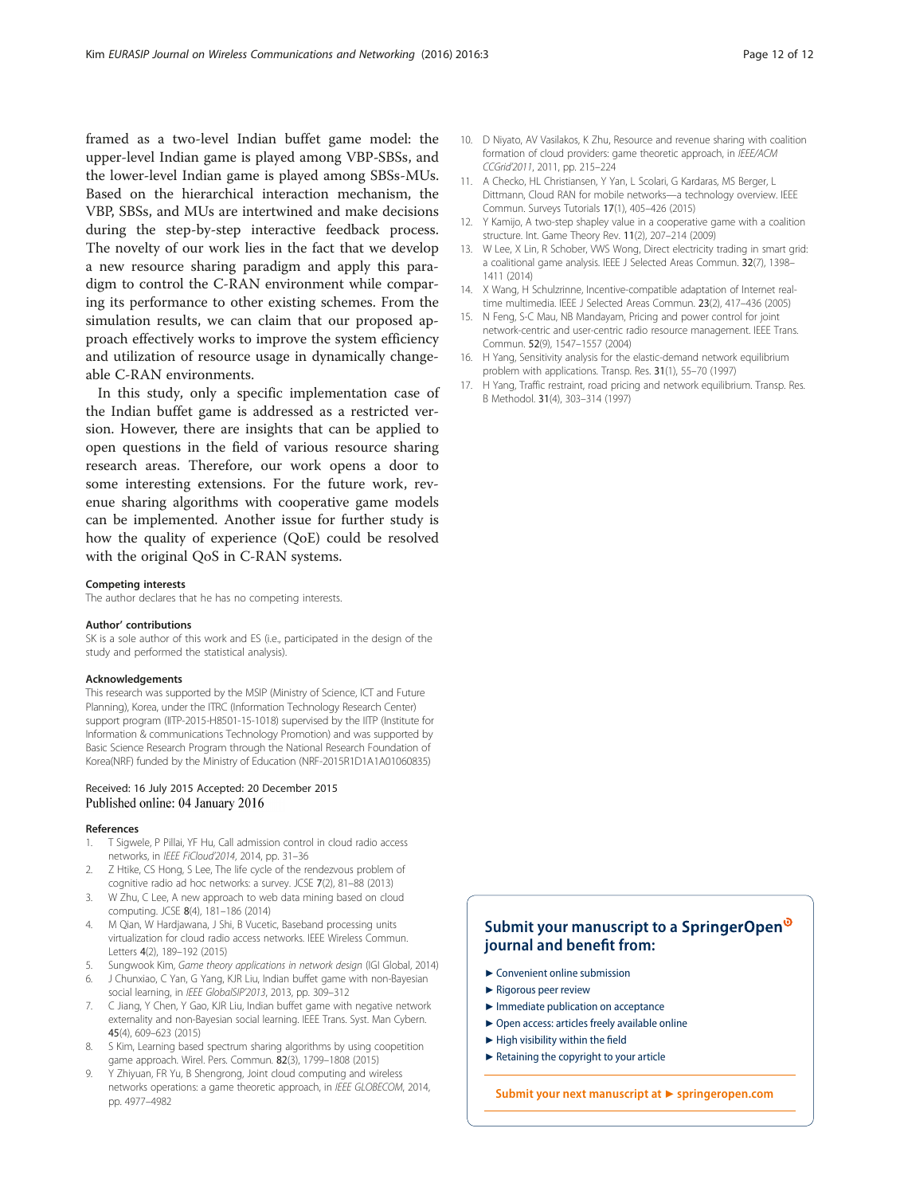framed as a two-level Indian buffet game model: the upper-level Indian game is played among VBP-SBSs, and the lower-level Indian game is played among SBSs-MUs. Based on the hierarchical interaction mechanism, the VBP, SBSs, and MUs are intertwined and make decisions during the step-by-step interactive feedback process. The novelty of our work lies in the fact that we develop a new resource sharing paradigm and apply this paradigm to control the C-RAN environment while comparing its performance to other existing schemes. From the simulation results, we can claim that our proposed approach effectively works to improve the system efficiency and utilization of resource usage in dynamically changeable C-RAN environments.

In this study, only a specific implementation case of the Indian buffet game is addressed as a restricted version. However, there are insights that can be applied to open questions in the field of various resource sharing research areas. Therefore, our work opens a door to some interesting extensions. For the future work, revenue sharing algorithms with cooperative game models can be implemented. Another issue for further study is how the quality of experience (QoE) could be resolved with the original QoS in C-RAN systems.

#### Competing interests

The author declares that he has no competing interests.

#### Author' contributions

SK is a sole author of this work and ES (i.e., participated in the design of the study and performed the statistical analysis).

#### Acknowledgements

This research was supported by the MSIP (Ministry of Science, ICT and Future Planning), Korea, under the ITRC (Information Technology Research Center) support program (IITP-2015-H8501-15-1018) supervised by the IITP (Institute for Information & communications Technology Promotion) and was supported by Basic Science Research Program through the National Research Foundation of Korea(NRF) funded by the Ministry of Education (NRF-2015R1D1A1A01060835)

Received: 16 July 2015 Accepted: 20 December 2015
Published online: 04 January 2016

#### References

1. T Sigwele, P Pillai, YF Hu, Call admission control in cloud radio access networks, in *IEEE FiCloud'2014*, 2014, pp. 31–36
2. Z Htike, CS Hong, S Lee, The life cycle of the rendezvous problem of cognitive radio ad hoc networks: a survey. JCSE **7**(2), 81–88 (2013)
3. W Zhu, C Lee, A new approach to web data mining based on cloud computing. JCSE **8**(4), 181–186 (2014)
4. M Qian, W Hardjawana, J Shi, B Vucetic, Baseband processing units virtualization for cloud radio access networks. IEEE Wireless Commun. Letters **4**(2), 189–192 (2015)
5. Sungwook Kim, *Game theory applications in network design* (IGI Global, 2014)
6. J Chunxiao, C Yan, G Yang, KJR Liu, Indian buffet game with non-Bayesian social learning, in *IEEE GlobalSIP'2013*, 2013, pp. 309–312
7. C Jiang, Y Chen, Y Gao, KJR Liu, Indian buffet game with negative network externality and non-Bayesian social learning. IEEE Trans. Syst. Man Cybern. **45**(4), 609–623 (2015)
8. S Kim, Learning based spectrum sharing algorithms by using coopetition game approach. Wirel. Pers. Commun. **82**(3), 1799–1808 (2015)
9. Y Zhiyuan, FR Yu, B Shengrong, Joint cloud computing and wireless networks operations: a game theoretic approach, in *IEEE GLOBECOM*, 2014, pp. 4977–4982
10. D Niyato, AV Vasilakos, K Zhu, Resource and revenue sharing with coalition formation of cloud providers: game theoretic approach, in *IEEE/ACM CCGrid'2011*, 2011, pp. 215–224
11. A Checko, HL Christiansen, Y Yan, L Scolari, G Kardaras, MS Berger, L Dittmann, Cloud RAN for mobile networks—a technology overview. IEEE Commun. Surveys Tutorials **17**(1), 405–426 (2015)
12. Y Kamijo, A two-step shapley value in a cooperative game with a coalition structure. Int. Game Theory Rev. **11**(2), 207–214 (2009)
13. W Lee, X Lin, R Schober, VWS Wong, Direct electricity trading in smart grid: a coalitional game analysis. IEEE J Selected Areas Commun. **32**(7), 1398–1411 (2014)
14. X Wang, H Schulzrinne, Incentive-compatible adaptation of Internet real-time multimedia. IEEE J Selected Areas Commun. **23**(2), 417–436 (2005)
15. N Feng, S-C Mau, NB Mandayam, Pricing and power control for joint network-centric and user-centric radio resource management. IEEE Trans. Commun. **52**(9), 1547–1557 (2004)
16. H Yang, Sensitivity analysis for the elastic-demand network equilibrium problem with applications. Transp. Res. **31**(1), 55–70 (1997)
17. H Yang, Traffic restraint, road pricing and network equilibrium. Transp. Res. B Methodol. **31**(4), 303–314 (1997)

**Submit your manuscript to a SpringerOpen journal and benefit from:**

- ► Convenient online submission
- ► Rigorous peer review
- ► Immediate publication on acceptance
- ► Open access: articles freely available online
- ► High visibility within the field
- ► Retaining the copyright to your article

**Submit your next manuscript at ► springeropen.com**